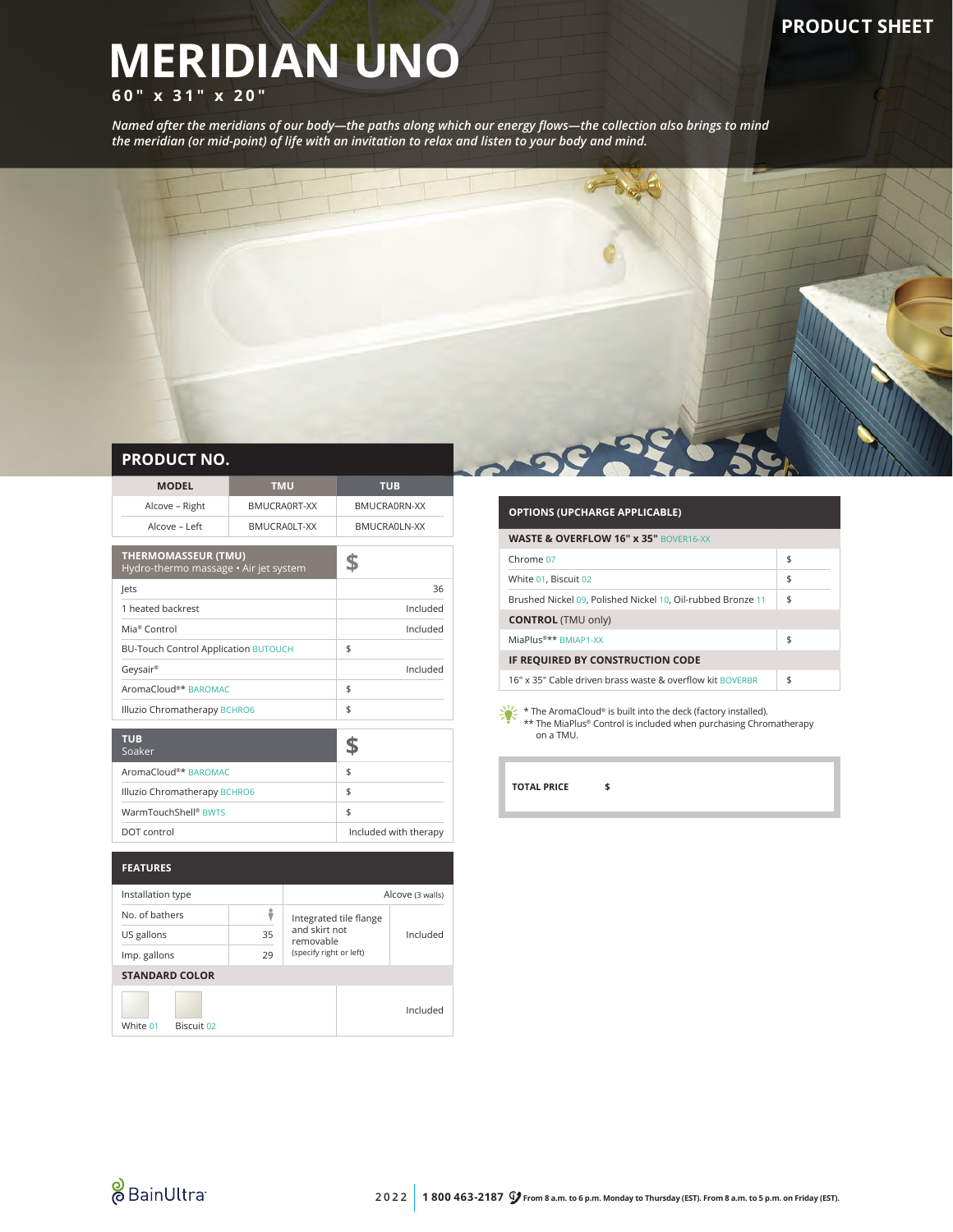PRODUCT SHEET

# MERIDIAN UNO

**60" x 31" x 20"**

*Named after the meridians of our body—the paths along which our energy flows—the collection also brings to mind the meridian (or mid-point) of life with an invitation to relax and listen to your body and mind.*

## PRODUCT NO.

| MODEL | TMU | TUB |
|---|---|---|
| Alcove – Right | BMUCRA0RT-XX | BMUCRA0RN-XX |
| Alcove – Left | BMUCRA0LT-XX | BMUCRA0LN-XX |

| THERMOMASSEUR (TMU) Hydro-thermo massage • Air jet system | $ |
|---|---|
| Jets | 36 |
| 1 heated backrest | Included |
| Mia® Control | Included |
| BU-Touch Control Application BUTOUCH | $ |
| Geysair® | Included |
| AromaCloud®* BAROMAC | $ |
| Illuzio Chromatherapy BCHRO6 | $ |

| TUB Soaker | $ |
|---|---|
| AromaCloud®* BAROMAC | $ |
| Illuzio Chromatherapy BCHRO6 | $ |
| WarmTouchShell® BWTS | $ |
| DOT control | Included with therapy |

## FEATURES

| | | | |
|---|---|---|---|
| Installation type | | Alcove (3 walls) | |
| No. of bathers | 1 | Integrated tile flange and skirt not removable (specify right or left) | Included |
| US gallons | 35 | | |
| Imp. gallons | 29 | | |

**STANDARD COLOR**

| | |
|---|---|
| White 01, Biscuit 02 | Included |

| OPTIONS (UPCHARGE APPLICABLE) | |
|---|---|
| **WASTE & OVERFLOW 16" x 35"** BOVER16-XX | |
| Chrome 07 | $ |
| White 01, Biscuit 02 | $ |
| Brushed Nickel 09, Polished Nickel 10, Oil-rubbed Bronze 11 | $ |
| **CONTROL** (TMU only) | |
| MiaPlus®** BMIAP1-XX | $ |
| **IF REQUIRED BY CONSTRUCTION CODE** | |
| 16" x 35" Cable driven brass waste & overflow kit BOVERBR | $ |

\* The AromaCloud® is built into the deck (factory installed).
\*\* The MiaPlus® Control is included when purchasing Chromatherapy on a TMU.

**TOTAL PRICE** **$**

BainUltra

2022 | **1 800 463-2187** From 8 a.m. to 6 p.m. Monday to Thursday (EST). From 8 a.m. to 5 p.m. on Friday (EST).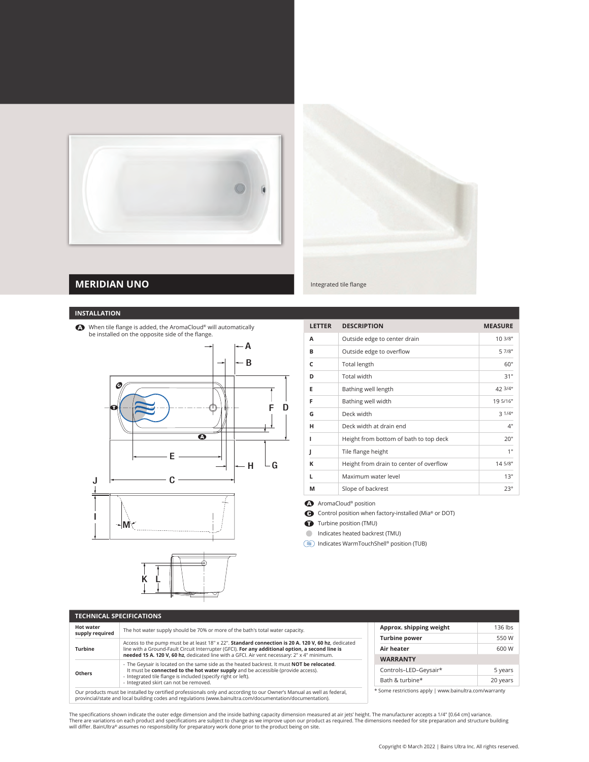## MERIDIAN UNO

Integrated tile flange

### INSTALLATION

Ⓐ When tile flange is added, the AromaCloud® will automatically be installed on the opposite side of the flange.

A
B
F
D
E
H
G
J
C
I
M
K
L

| LETTER | DESCRIPTION | MEASURE |
|---|---|---|
| A | Outside edge to center drain | 10 3/8" |
| B | Outside edge to overflow | 5 7/8" |
| C | Total length | 60" |
| D | Total width | 31" |
| E | Bathing well length | 42 3/4" |
| F | Bathing well width | 19 5/16" |
| G | Deck width | 3 1/4" |
| H | Deck width at drain end | 4" |
| I | Height from bottom of bath to top deck | 20" |
| J | Tile flange height | 1" |
| K | Height from drain to center of overflow | 14 5/8" |
| L | Maximum water level | 13" |
| M | Slope of backrest | 23° |

- Ⓐ AromaCloud® position
- Ⓒ Control position when factory-installed (Mia® or DOT)
- Ⓣ Turbine position (TMU)
- Indicates heated backrest (TMU)
- Indicates WarmTouchShell® position (TUB)

### TECHNICAL SPECIFICATIONS

| | |
|---|---|
| **Hot water supply required** | The hot water supply should be 70% or more of the bath's total water capacity. |
| **Turbine** | Access to the pump must be at least 18" x 22". **Standard connection is 20 A. 120 V, 60 hz**, dedicated line with a Ground-Fault Circuit Interrupter (GFCI). **For any additional option, a second line is needed 15 A. 120 V, 60 hz**, dedicated line with a GFCI. Air vent necessary: 2" x 4" minimum. |
| **Others** | - The Geysair is located on the same side as the heated backrest. It must **NOT be relocated**. It must be **connected to the hot water supply** and be accessible (provide access).<br>- Integrated tile flange is included (specify right or left).<br>- Integrated skirt can not be removed. |

Our products must be installed by certified professionals only and according to our Owner's Manual as well as federal, provincial/state and local building codes and regulations (www.bainultra.com/documentation/documentation).

| | |
|---|---|
| **Approx. shipping weight** | 136 lbs |
| **Turbine power** | 550 W |
| **Air heater** | 600 W |
| **WARRANTY** | |
| Controls–LED–Geysair* | 5 years |
| Bath & turbine* | 20 years |

* Some restrictions apply | www.bainultra.com/warranty

The specifications shown indicate the outer edge dimension and the inside bathing capacity dimension measured at air jets' height. The manufacturer accepts a 1/4" [0.64 cm] variance. There are variations on each product and specifications are subject to change as we improve upon our product as required. The dimensions needed for site preparation and structure building will differ. BainUltra® assumes no responsibility for preparatory work done prior to the product being on site.

Copyright © March 2022 | Bains Ultra Inc. All rights reserved.